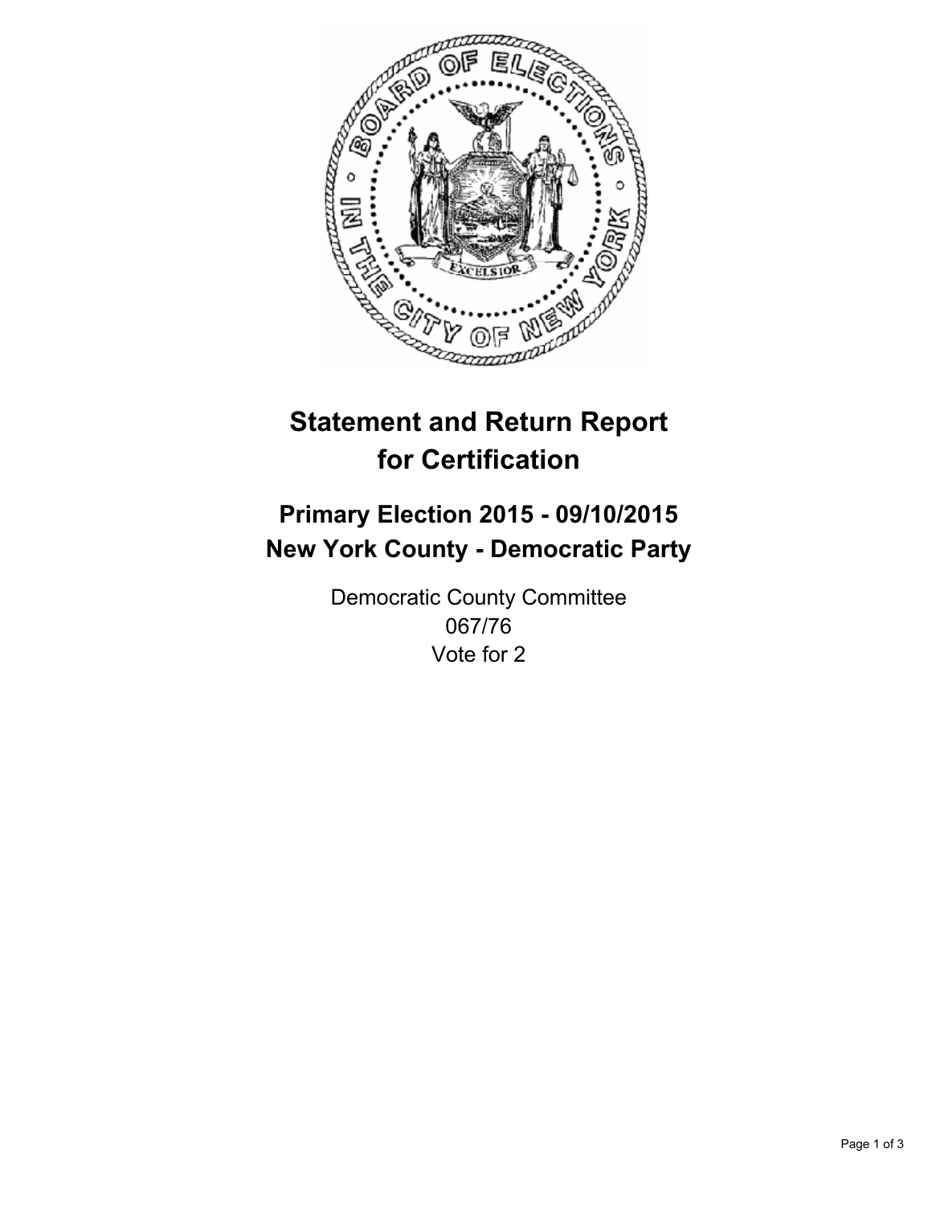# Statement and Return Report for Certification

## Primary Election 2015 - 09/10/2015
## New York County - Democratic Party

Democratic County Committee
067/76
Vote for 2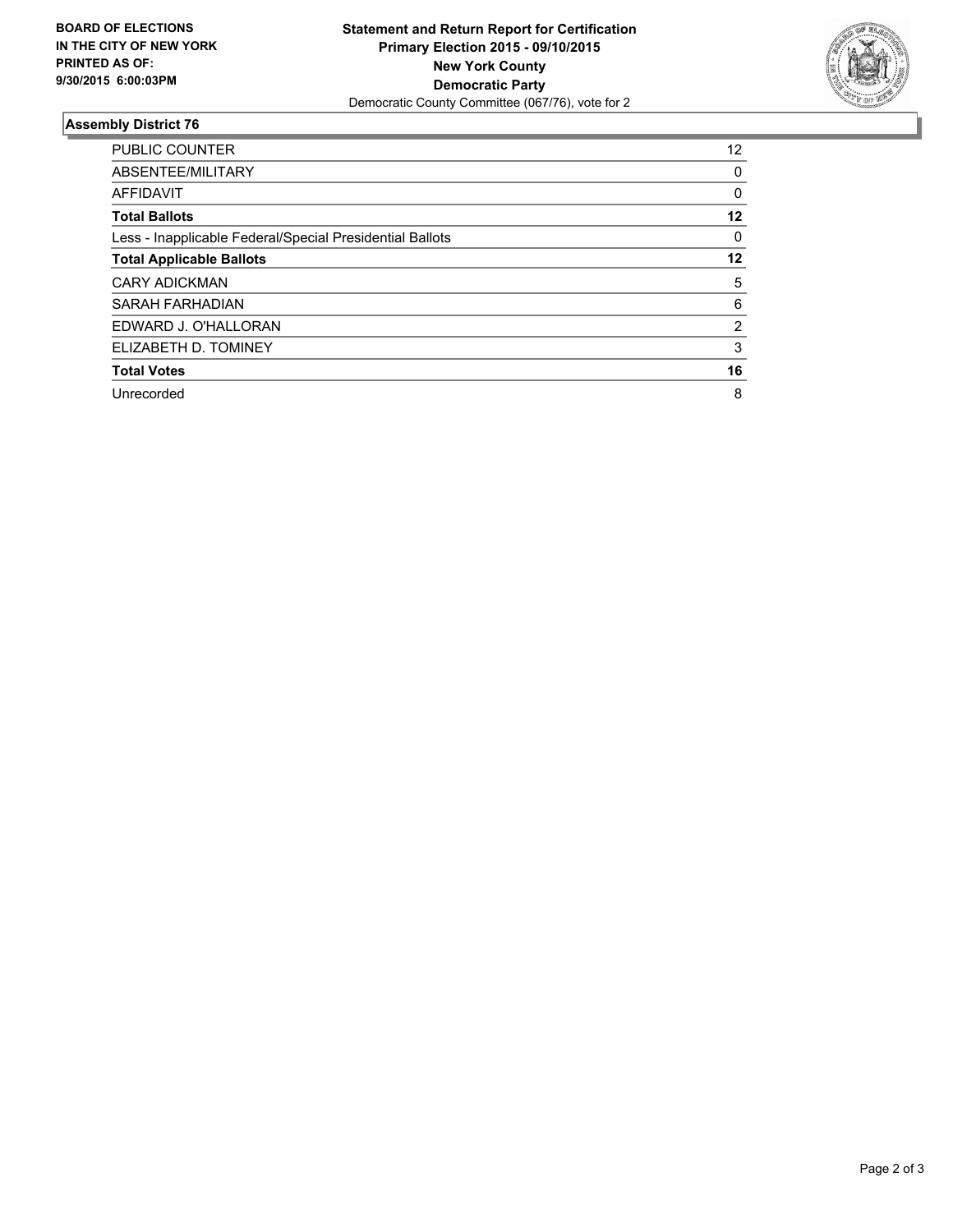**BOARD OF ELECTIONS IN THE CITY OF NEW YORK PRINTED AS OF: 9/30/2015 6:00:03PM**

**Statement and Return Report for Certification**
**Primary Election 2015 - 09/10/2015**
**New York County**
**Democratic Party**
Democratic County Committee (067/76), vote for 2

## Assembly District 76

| | |
|---|---|
| PUBLIC COUNTER | 12 |
| ABSENTEE/MILITARY | 0 |
| AFFIDAVIT | 0 |
| **Total Ballots** | **12** |
| Less - Inapplicable Federal/Special Presidential Ballots | 0 |
| **Total Applicable Ballots** | **12** |
| CARY ADICKMAN | 5 |
| SARAH FARHADIAN | 6 |
| EDWARD J. O'HALLORAN | 2 |
| ELIZABETH D. TOMINEY | 3 |
| **Total Votes** | **16** |
| Unrecorded | 8 |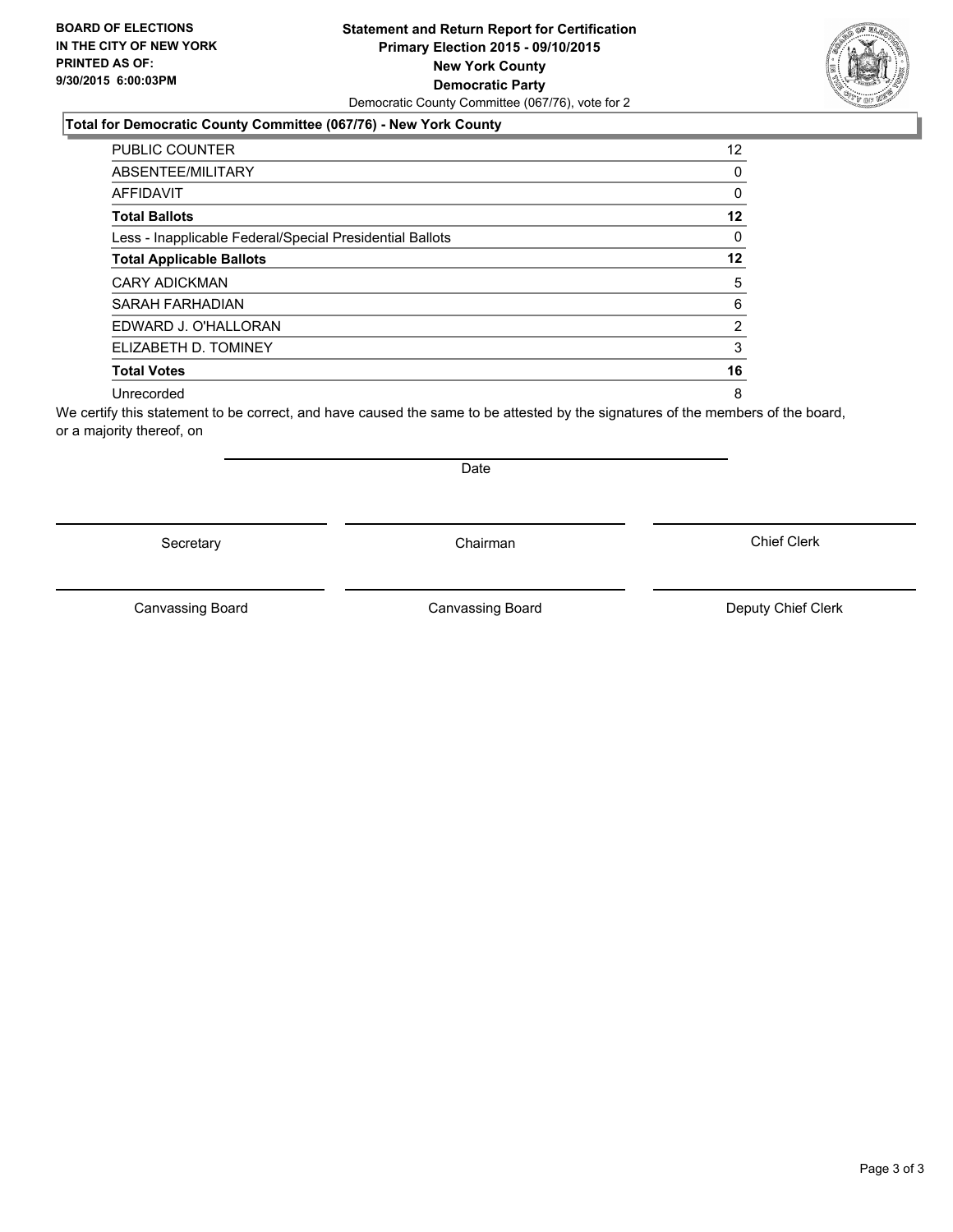**BOARD OF ELECTIONS IN THE CITY OF NEW YORK PRINTED AS OF: 9/30/2015 6:00:03PM**

**Statement and Return Report for Certification**
**Primary Election 2015 - 09/10/2015**
**New York County**
**Democratic Party**
Democratic County Committee (067/76), vote for 2

### Total for Democratic County Committee (067/76) - New York County

| | |
|---|---|
| PUBLIC COUNTER | 12 |
| ABSENTEE/MILITARY | 0 |
| AFFIDAVIT | 0 |
| **Total Ballots** | **12** |
| Less - Inapplicable Federal/Special Presidential Ballots | 0 |
| **Total Applicable Ballots** | **12** |
| CARY ADICKMAN | 5 |
| SARAH FARHADIAN | 6 |
| EDWARD J. O'HALLORAN | 2 |
| ELIZABETH D. TOMINEY | 3 |
| **Total Votes** | **16** |
| Unrecorded | 8 |

We certify this statement to be correct, and have caused the same to be attested by the signatures of the members of the board, or a majority thereof, on

Date

Secretary

Chairman

Chief Clerk

Canvassing Board

Canvassing Board

Deputy Chief Clerk